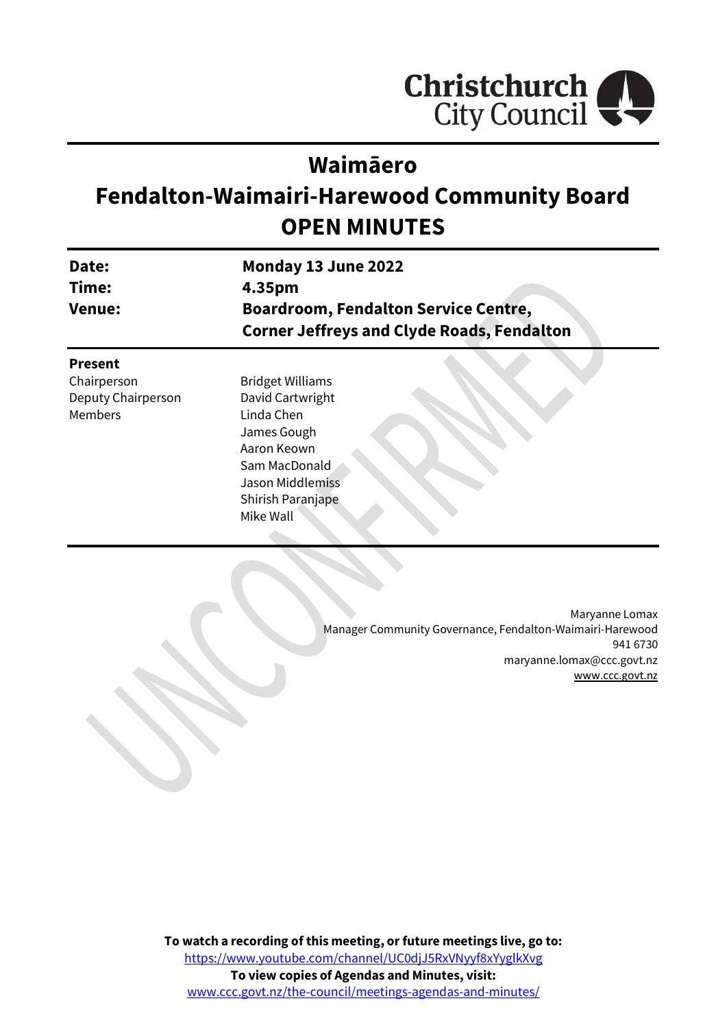Christchurch City Council

# Waimāero
# Fendalton-Waimairi-Harewood Community Board
# OPEN MINUTES

| | |
|---|---|
| **Date:** | **Monday 13 June 2022** |
| **Time:** | **4.35pm** |
| **Venue:** | **Boardroom, Fendalton Service Centre, Corner Jeffreys and Clyde Roads, Fendalton** |

**Present**

| | |
|---|---|
| Chairperson | Bridget Williams |
| Deputy Chairperson | David Cartwright |
| Members | Linda Chen |
| | James Gough |
| | Aaron Keown |
| | Sam MacDonald |
| | Jason Middlemiss |
| | Shirish Paranjape |
| | Mike Wall |

Maryanne Lomax
Manager Community Governance, Fendalton-Waimairi-Harewood
941 6730
maryanne.lomax@ccc.govt.nz
www.ccc.govt.nz

**To watch a recording of this meeting, or future meetings live, go to:**
https://www.youtube.com/channel/UC0djJ5RxVNyyf8xYyglkXvg
**To view copies of Agendas and Minutes, visit:**
www.ccc.govt.nz/the-council/meetings-agendas-and-minutes/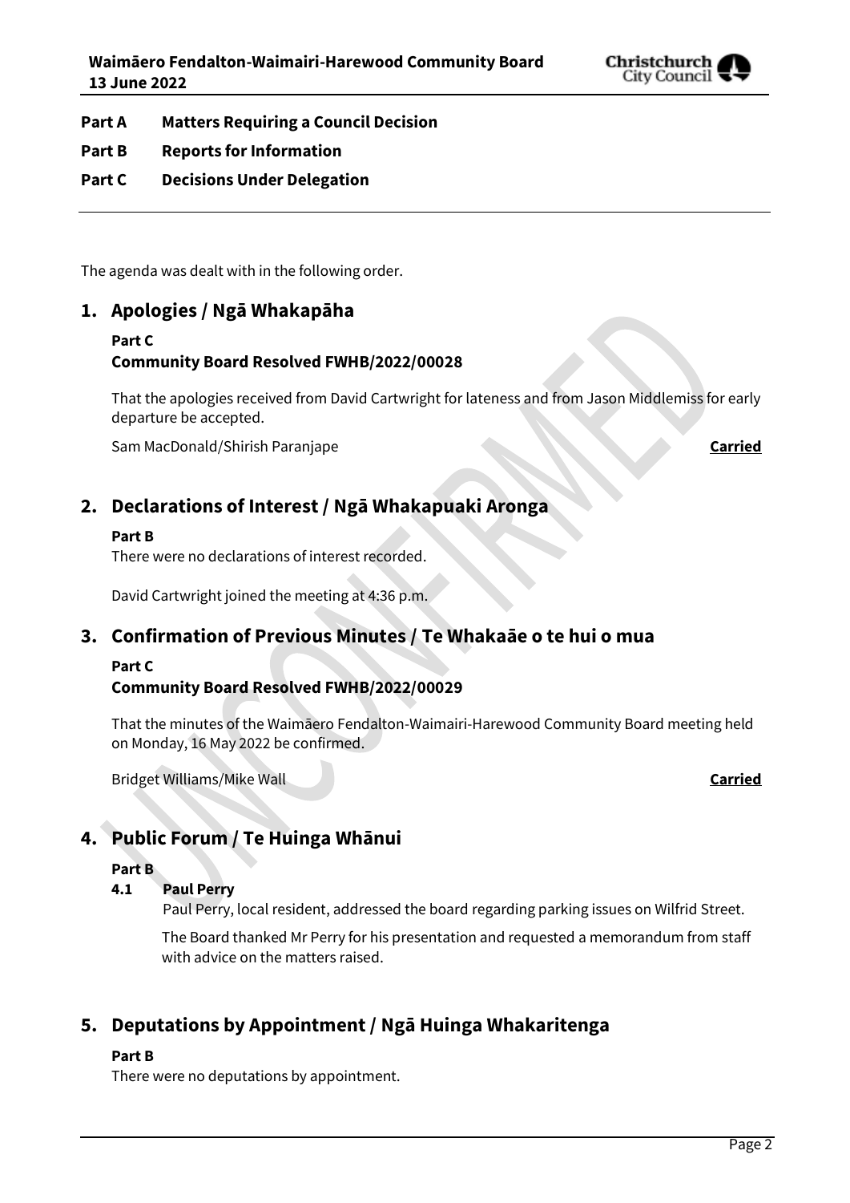**Part A Matters Requiring a Council Decision**

**Part B Reports for Information**

**Part C Decisions Under Delegation**

---

The agenda was dealt with in the following order.

## 1. Apologies / Ngā Whakapāha

**Part C**

**Community Board Resolved FWHB/2022/00028**

That the apologies received from David Cartwright for lateness and from Jason Middlemiss for early departure be accepted.

Sam MacDonald/Shirish Paranjape **Carried**

## 2. Declarations of Interest / Ngā Whakapuaki Aronga

**Part B**

There were no declarations of interest recorded.

David Cartwright joined the meeting at 4:36 p.m.

## 3. Confirmation of Previous Minutes / Te Whakaāe o te hui o mua

**Part C**

**Community Board Resolved FWHB/2022/00029**

That the minutes of the Waimāero Fendalton-Waimairi-Harewood Community Board meeting held on Monday, 16 May 2022 be confirmed.

Bridget Williams/Mike Wall **Carried**

## 4. Public Forum / Te Huinga Whānui

**Part B**

**4.1 Paul Perry**

Paul Perry, local resident, addressed the board regarding parking issues on Wilfrid Street.

The Board thanked Mr Perry for his presentation and requested a memorandum from staff with advice on the matters raised.

## 5. Deputations by Appointment / Ngā Huinga Whakaritenga

**Part B**

There were no deputations by appointment.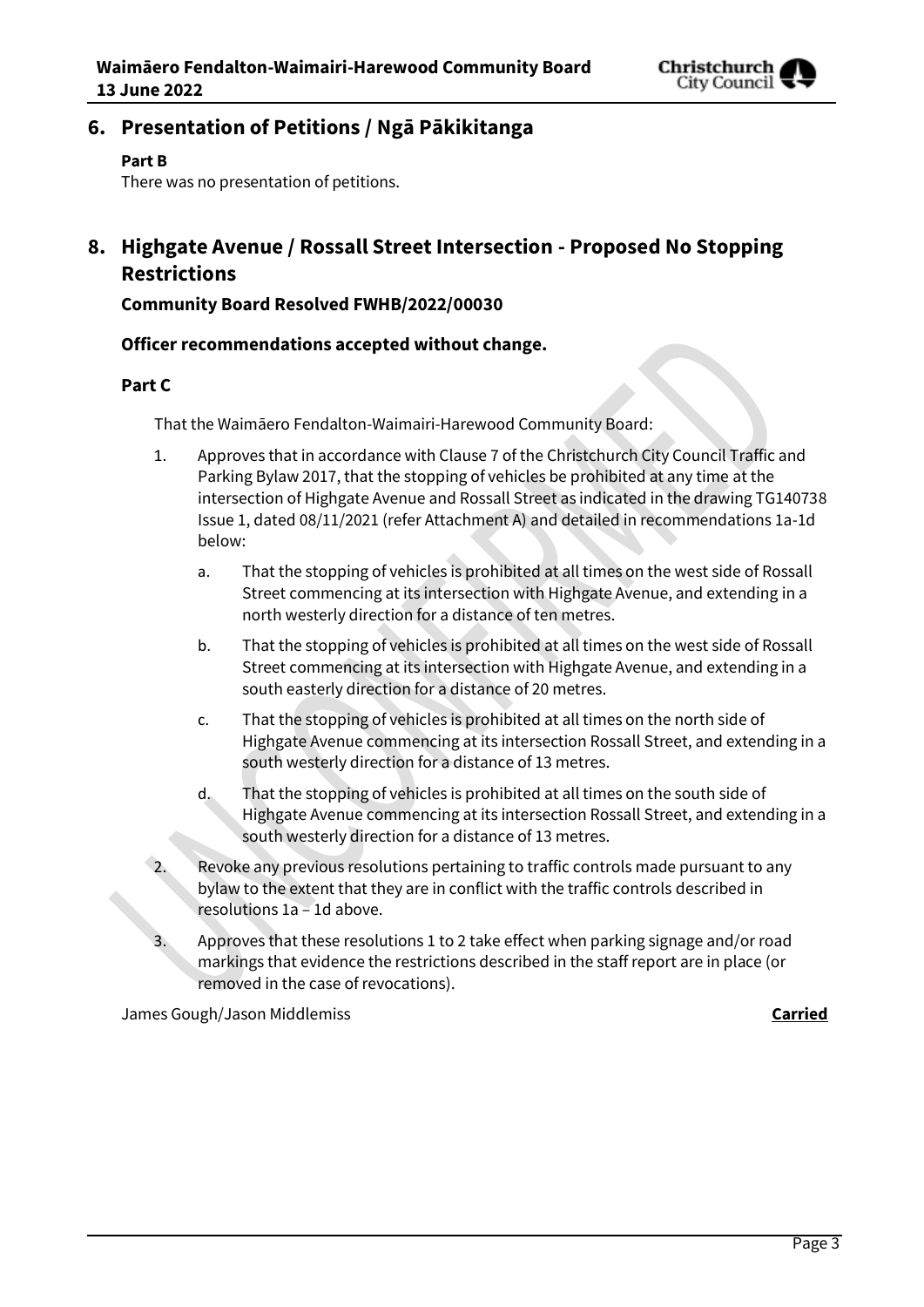## 6. Presentation of Petitions / Ngā Pākikitanga

**Part B**

There was no presentation of petitions.

## 8. Highgate Avenue / Rossall Street Intersection - Proposed No Stopping Restrictions

**Community Board Resolved FWHB/2022/00030**

**Officer recommendations accepted without change.**

**Part C**

That the Waimāero Fendalton-Waimairi-Harewood Community Board:

1. Approves that in accordance with Clause 7 of the Christchurch City Council Traffic and Parking Bylaw 2017, that the stopping of vehicles be prohibited at any time at the intersection of Highgate Avenue and Rossall Street as indicated in the drawing TG140738 Issue 1, dated 08/11/2021 (refer Attachment A) and detailed in recommendations 1a-1d below:
    a. That the stopping of vehicles is prohibited at all times on the west side of Rossall Street commencing at its intersection with Highgate Avenue, and extending in a north westerly direction for a distance of ten metres.
    b. That the stopping of vehicles is prohibited at all times on the west side of Rossall Street commencing at its intersection with Highgate Avenue, and extending in a south easterly direction for a distance of 20 metres.
    c. That the stopping of vehicles is prohibited at all times on the north side of Highgate Avenue commencing at its intersection Rossall Street, and extending in a south westerly direction for a distance of 13 metres.
    d. That the stopping of vehicles is prohibited at all times on the south side of Highgate Avenue commencing at its intersection Rossall Street, and extending in a south westerly direction for a distance of 13 metres.
2. Revoke any previous resolutions pertaining to traffic controls made pursuant to any bylaw to the extent that they are in conflict with the traffic controls described in resolutions 1a – 1d above.
3. Approves that these resolutions 1 to 2 take effect when parking signage and/or road markings that evidence the restrictions described in the staff report are in place (or removed in the case of revocations).

James Gough/Jason Middlemiss **Carried**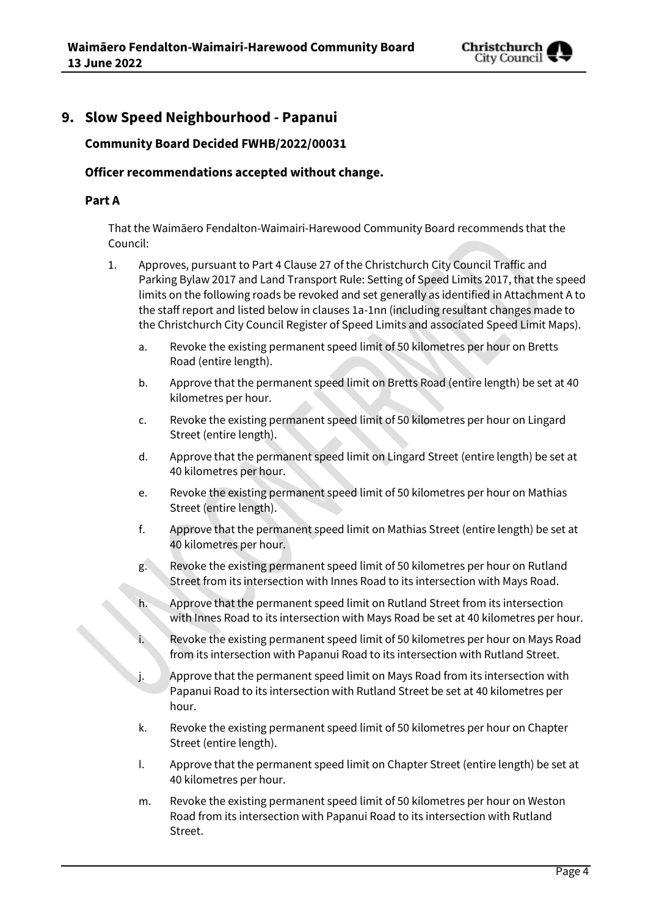## 9. Slow Speed Neighbourhood - Papanui

### Community Board Decided FWHB/2022/00031

### Officer recommendations accepted without change.

### Part A

That the Waimāero Fendalton-Waimairi-Harewood Community Board recommends that the Council:

1. Approves, pursuant to Part 4 Clause 27 of the Christchurch City Council Traffic and Parking Bylaw 2017 and Land Transport Rule: Setting of Speed Limits 2017, that the speed limits on the following roads be revoked and set generally as identified in Attachment A to the staff report and listed below in clauses 1a-1nn (including resultant changes made to the Christchurch City Council Register of Speed Limits and associated Speed Limit Maps).

   a. Revoke the existing permanent speed limit of 50 kilometres per hour on Bretts Road (entire length).

   b. Approve that the permanent speed limit on Bretts Road (entire length) be set at 40 kilometres per hour.

   c. Revoke the existing permanent speed limit of 50 kilometres per hour on Lingard Street (entire length).

   d. Approve that the permanent speed limit on Lingard Street (entire length) be set at 40 kilometres per hour.

   e. Revoke the existing permanent speed limit of 50 kilometres per hour on Mathias Street (entire length).

   f. Approve that the permanent speed limit on Mathias Street (entire length) be set at 40 kilometres per hour.

   g. Revoke the existing permanent speed limit of 50 kilometres per hour on Rutland Street from its intersection with Innes Road to its intersection with Mays Road.

   h. Approve that the permanent speed limit on Rutland Street from its intersection with Innes Road to its intersection with Mays Road be set at 40 kilometres per hour.

   i. Revoke the existing permanent speed limit of 50 kilometres per hour on Mays Road from its intersection with Papanui Road to its intersection with Rutland Street.

   j. Approve that the permanent speed limit on Mays Road from its intersection with Papanui Road to its intersection with Rutland Street be set at 40 kilometres per hour.

   k. Revoke the existing permanent speed limit of 50 kilometres per hour on Chapter Street (entire length).

   l. Approve that the permanent speed limit on Chapter Street (entire length) be set at 40 kilometres per hour.

   m. Revoke the existing permanent speed limit of 50 kilometres per hour on Weston Road from its intersection with Papanui Road to its intersection with Rutland Street.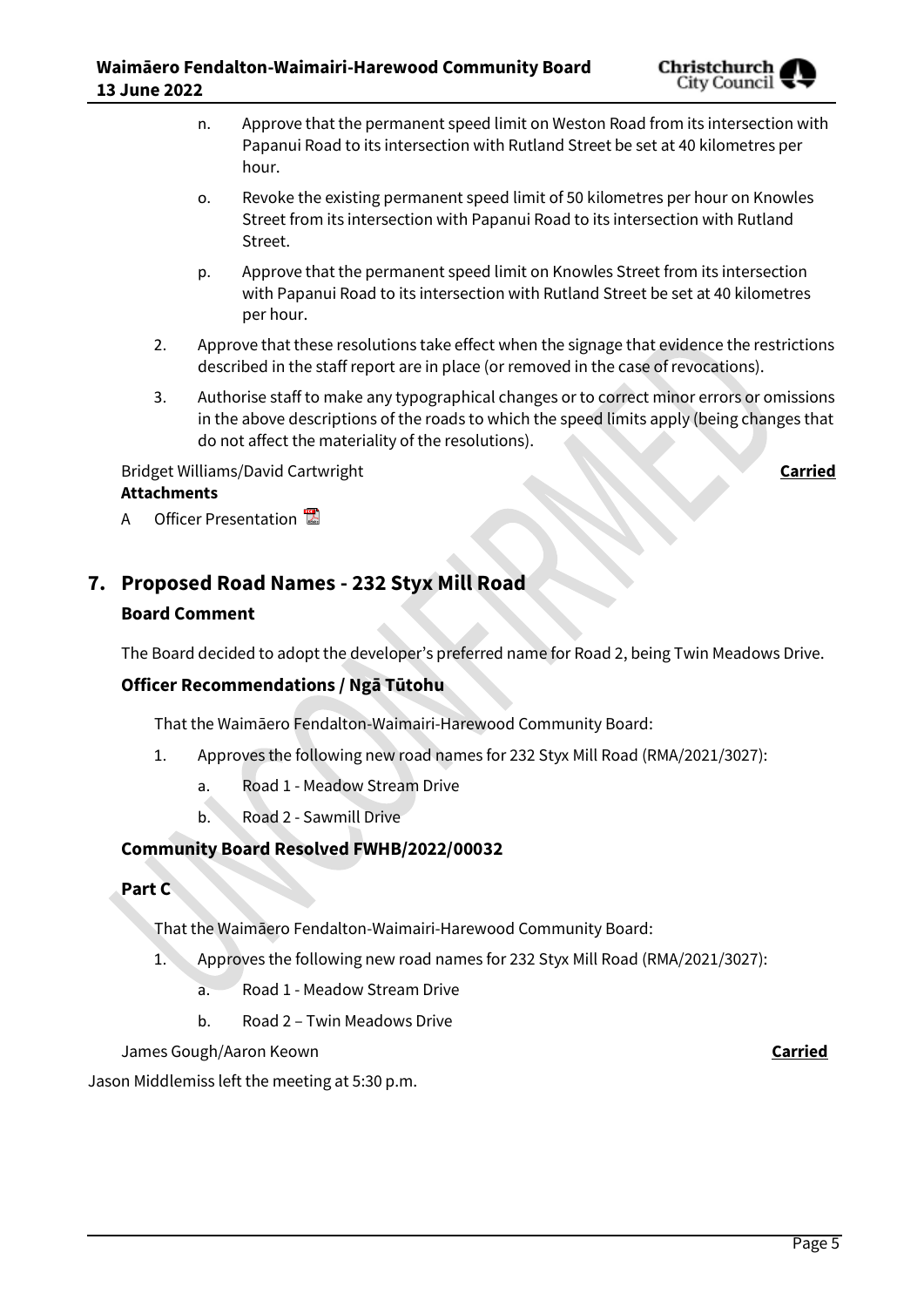n. Approve that the permanent speed limit on Weston Road from its intersection with Papanui Road to its intersection with Rutland Street be set at 40 kilometres per hour.

o. Revoke the existing permanent speed limit of 50 kilometres per hour on Knowles Street from its intersection with Papanui Road to its intersection with Rutland Street.

p. Approve that the permanent speed limit on Knowles Street from its intersection with Papanui Road to its intersection with Rutland Street be set at 40 kilometres per hour.

2. Approve that these resolutions take effect when the signage that evidence the restrictions described in the staff report are in place (or removed in the case of revocations).

3. Authorise staff to make any typographical changes or to correct minor errors or omissions in the above descriptions of the roads to which the speed limits apply (being changes that do not affect the materiality of the resolutions).

Bridget Williams/David Cartwright **Carried**

**Attachments**

A Officer Presentation

## 7. Proposed Road Names - 232 Styx Mill Road

### Board Comment

The Board decided to adopt the developer's preferred name for Road 2, being Twin Meadows Drive.

### Officer Recommendations / Ngā Tūtohu

That the Waimāero Fendalton-Waimairi-Harewood Community Board:

1. Approves the following new road names for 232 Styx Mill Road (RMA/2021/3027):

   a. Road 1 - Meadow Stream Drive

   b. Road 2 - Sawmill Drive

### Community Board Resolved FWHB/2022/00032

### Part C

That the Waimāero Fendalton-Waimairi-Harewood Community Board:

1. Approves the following new road names for 232 Styx Mill Road (RMA/2021/3027):

   a. Road 1 - Meadow Stream Drive

   b. Road 2 – Twin Meadows Drive

James Gough/Aaron Keown **Carried**

Jason Middlemiss left the meeting at 5:30 p.m.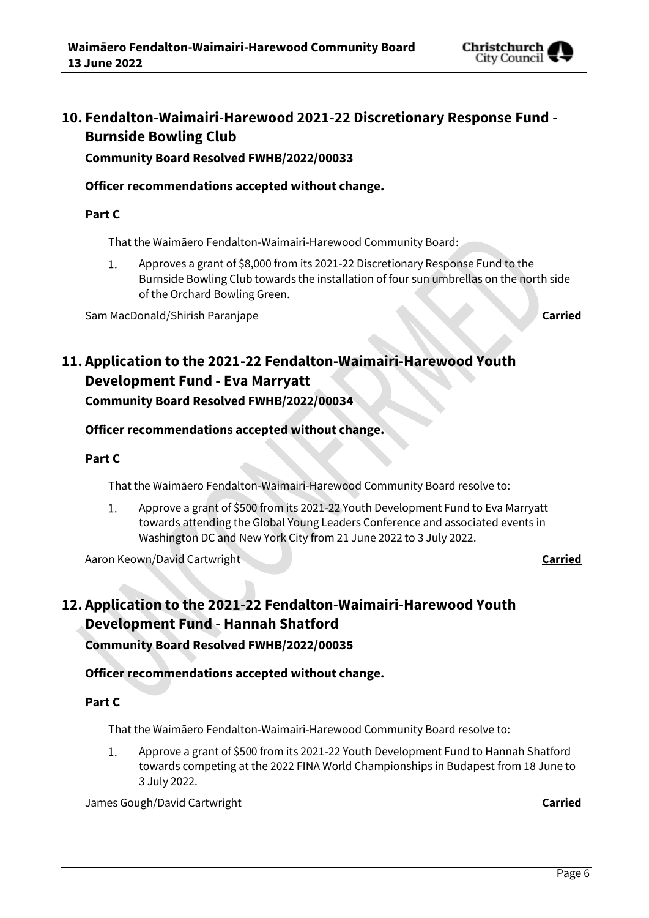## 10. Fendalton-Waimairi-Harewood 2021-22 Discretionary Response Fund - Burnside Bowling Club

**Community Board Resolved FWHB/2022/00033**

**Officer recommendations accepted without change.**

**Part C**

That the Waimāero Fendalton-Waimairi-Harewood Community Board:

1. Approves a grant of $8,000 from its 2021-22 Discretionary Response Fund to the Burnside Bowling Club towards the installation of four sun umbrellas on the north side of the Orchard Bowling Green.

Sam MacDonald/Shirish Paranjape **Carried**

## 11. Application to the 2021-22 Fendalton-Waimairi-Harewood Youth Development Fund - Eva Marryatt

**Community Board Resolved FWHB/2022/00034**

**Officer recommendations accepted without change.**

**Part C**

That the Waimāero Fendalton-Waimairi-Harewood Community Board resolve to:

1. Approve a grant of $500 from its 2021-22 Youth Development Fund to Eva Marryatt towards attending the Global Young Leaders Conference and associated events in Washington DC and New York City from 21 June 2022 to 3 July 2022.

Aaron Keown/David Cartwright **Carried**

## 12. Application to the 2021-22 Fendalton-Waimairi-Harewood Youth Development Fund - Hannah Shatford

**Community Board Resolved FWHB/2022/00035**

**Officer recommendations accepted without change.**

**Part C**

That the Waimāero Fendalton-Waimairi-Harewood Community Board resolve to:

1. Approve a grant of $500 from its 2021-22 Youth Development Fund to Hannah Shatford towards competing at the 2022 FINA World Championships in Budapest from 18 June to 3 July 2022.

James Gough/David Cartwright **Carried**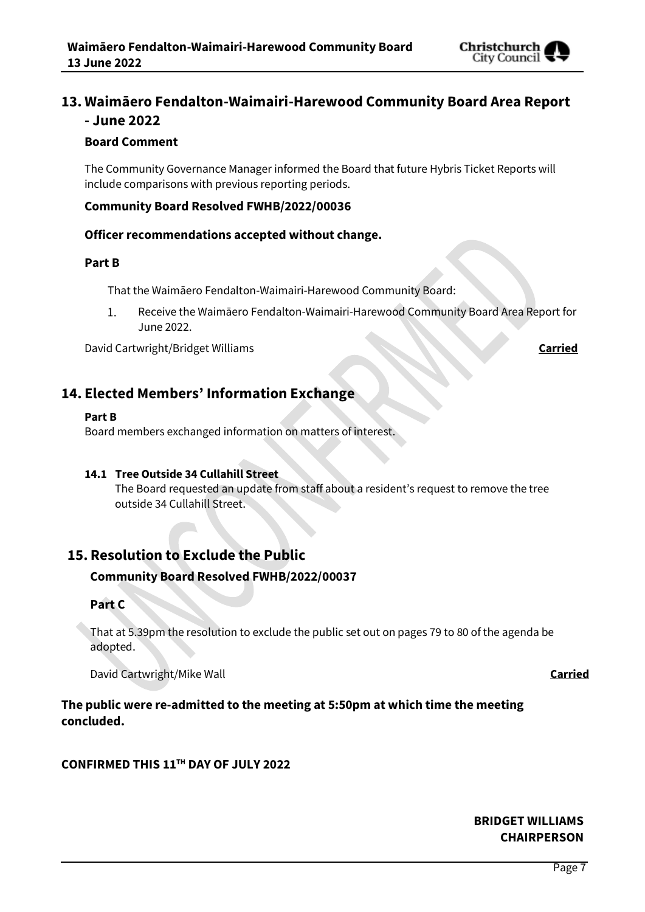## 13. Waimāero Fendalton-Waimairi-Harewood Community Board Area Report - June 2022

### Board Comment

The Community Governance Manager informed the Board that future Hybris Ticket Reports will include comparisons with previous reporting periods.

**Community Board Resolved FWHB/2022/00036**

**Officer recommendations accepted without change.**

**Part B**

That the Waimāero Fendalton-Waimairi-Harewood Community Board:

1. Receive the Waimāero Fendalton-Waimairi-Harewood Community Board Area Report for June 2022.

David Cartwright/Bridget Williams **Carried**

## 14. Elected Members' Information Exchange

**Part B**

Board members exchanged information on matters of interest.

**14.1 Tree Outside 34 Cullahill Street**

The Board requested an update from staff about a resident's request to remove the tree outside 34 Cullahill Street.

## 15. Resolution to Exclude the Public

**Community Board Resolved FWHB/2022/00037**

**Part C**

That at 5.39pm the resolution to exclude the public set out on pages 79 to 80 of the agenda be adopted.

David Cartwright/Mike Wall **Carried**

**The public were re-admitted to the meeting at 5:50pm at which time the meeting concluded.**

**CONFIRMED THIS 11TH DAY OF JULY 2022**

**BRIDGET WILLIAMS**
**CHAIRPERSON**